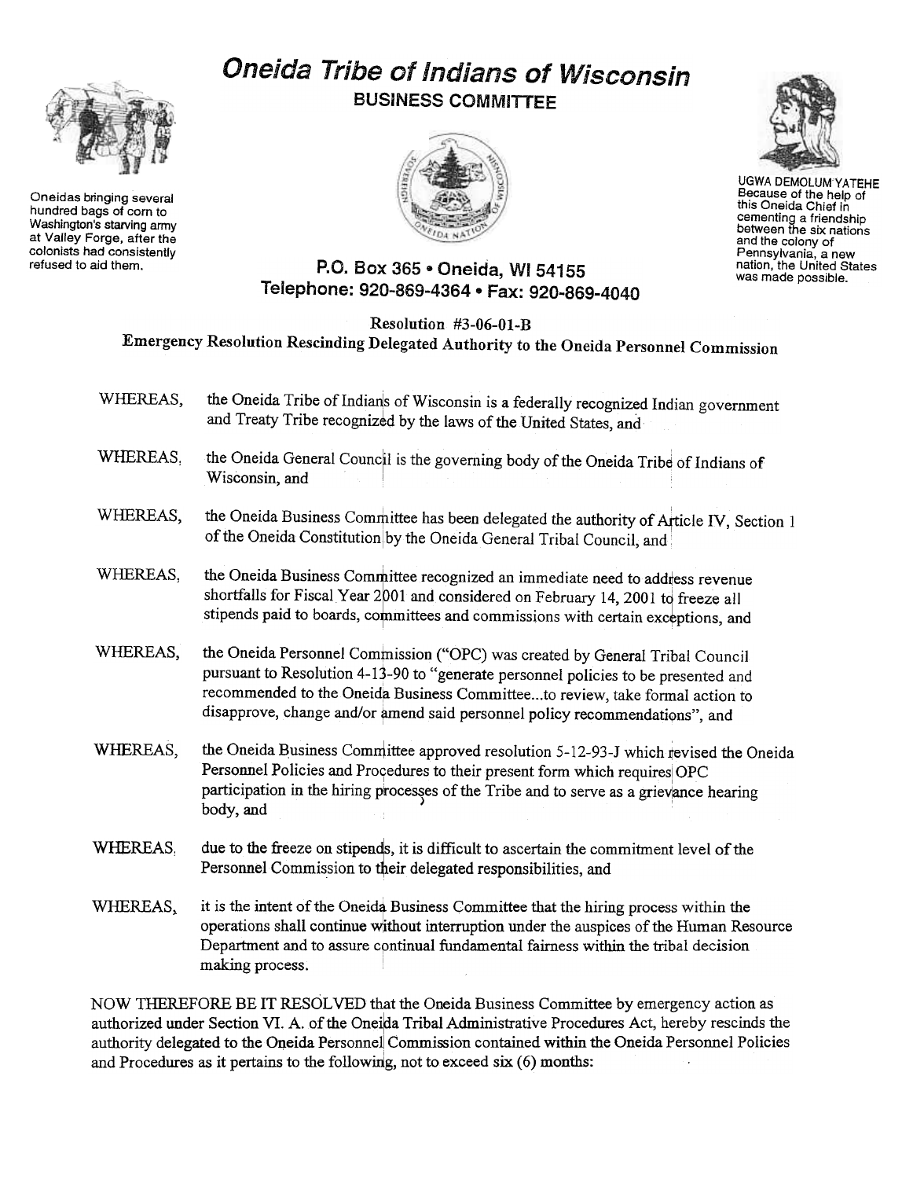# Oneida Tribe of Indians of Wisconsin

## BUSINESS COMMITTEE

Oneidas bringing several hundred bags of corn to Washington's starving army at Valley Forge, after the colonists had consistently refused to aid them.

UGWA DEMOLUM YATEHE
Because of the help of this Oneida Chief in cementing a friendship between the six nations and the colony of Pennsylvania, a new nation, the United States was made possible.

**P.O. Box 365 • Oneida, WI 54155**
**Telephone: 920-869-4364 • Fax: 920-869-4040**

**Resolution #3-06-01-B**
**Emergency Resolution Rescinding Delegated Authority to the Oneida Personnel Commission**

WHEREAS, the Oneida Tribe of Indians of Wisconsin is a federally recognized Indian government and Treaty Tribe recognized by the laws of the United States, and

WHEREAS, the Oneida General Council is the governing body of the Oneida Tribe of Indians of Wisconsin, and

WHEREAS, the Oneida Business Committee has been delegated the authority of Article IV, Section 1 of the Oneida Constitution by the Oneida General Tribal Council, and

WHEREAS, the Oneida Business Committee recognized an immediate need to address revenue shortfalls for Fiscal Year 2001 and considered on February 14, 2001 to freeze all stipends paid to boards, committees and commissions with certain exceptions, and

WHEREAS, the Oneida Personnel Commission ("OPC") was created by General Tribal Council pursuant to Resolution 4-13-90 to "generate personnel policies to be presented and recommended to the Oneida Business Committee...to review, take formal action to disapprove, change and/or amend said personnel policy recommendations", and

WHEREAS, the Oneida Business Committee approved resolution 5-12-93-J which revised the Oneida Personnel Policies and Procedures to their present form which requires OPC participation in the hiring processes of the Tribe and to serve as a grievance hearing body, and

WHEREAS, due to the freeze on stipends, it is difficult to ascertain the commitment level of the Personnel Commission to their delegated responsibilities, and

WHEREAS, it is the intent of the Oneida Business Committee that the hiring process within the operations shall continue without interruption under the auspices of the Human Resource Department and to assure continual fundamental fairness within the tribal decision making process.

NOW THEREFORE BE IT RESOLVED that the Oneida Business Committee by emergency action as authorized under Section VI. A. of the Oneida Tribal Administrative Procedures Act, hereby rescinds the authority delegated to the Oneida Personnel Commission contained within the Oneida Personnel Policies and Procedures as it pertains to the following, not to exceed six (6) months: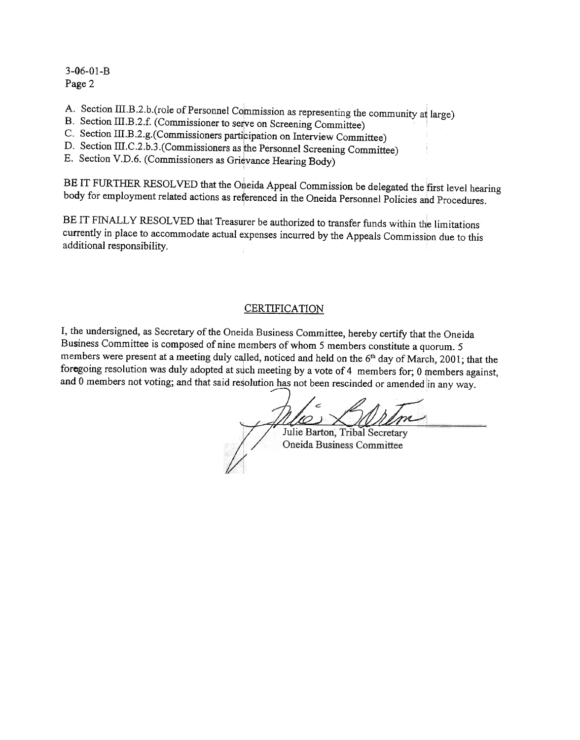A. Section III.B.2.b.(role of Personnel Commission as representing the community at large)
B. Section III.B.2.f. (Commissioner to serve on Screening Committee)
C. Section III.B.2.g.(Commissioners participation on Interview Committee)
D. Section III.C.2.b.3.(Commissioners as the Personnel Screening Committee)
E. Section V.D.6. (Commissioners as Grievance Hearing Body)

BE IT FURTHER RESOLVED that the Oneida Appeal Commission be delegated the first level hearing body for employment related actions as referenced in the Oneida Personnel Policies and Procedures.

BE IT FINALLY RESOLVED that Treasurer be authorized to transfer funds within the limitations currently in place to accommodate actual expenses incurred by the Appeals Commission due to this additional responsibility.

## CERTIFICATION

I, the undersigned, as Secretary of the Oneida Business Committee, hereby certify that the Oneida Business Committee is composed of nine members of whom 5 members constitute a quorum. 5 members were present at a meeting duly called, noticed and held on the 6th day of March, 2001; that the foregoing resolution was duly adopted at such meeting by a vote of 4 members for; 0 members against, and 0 members not voting; and that said resolution has not been rescinded or amended in any way.

Julie Barton, Tribal Secretary
Oneida Business Committee